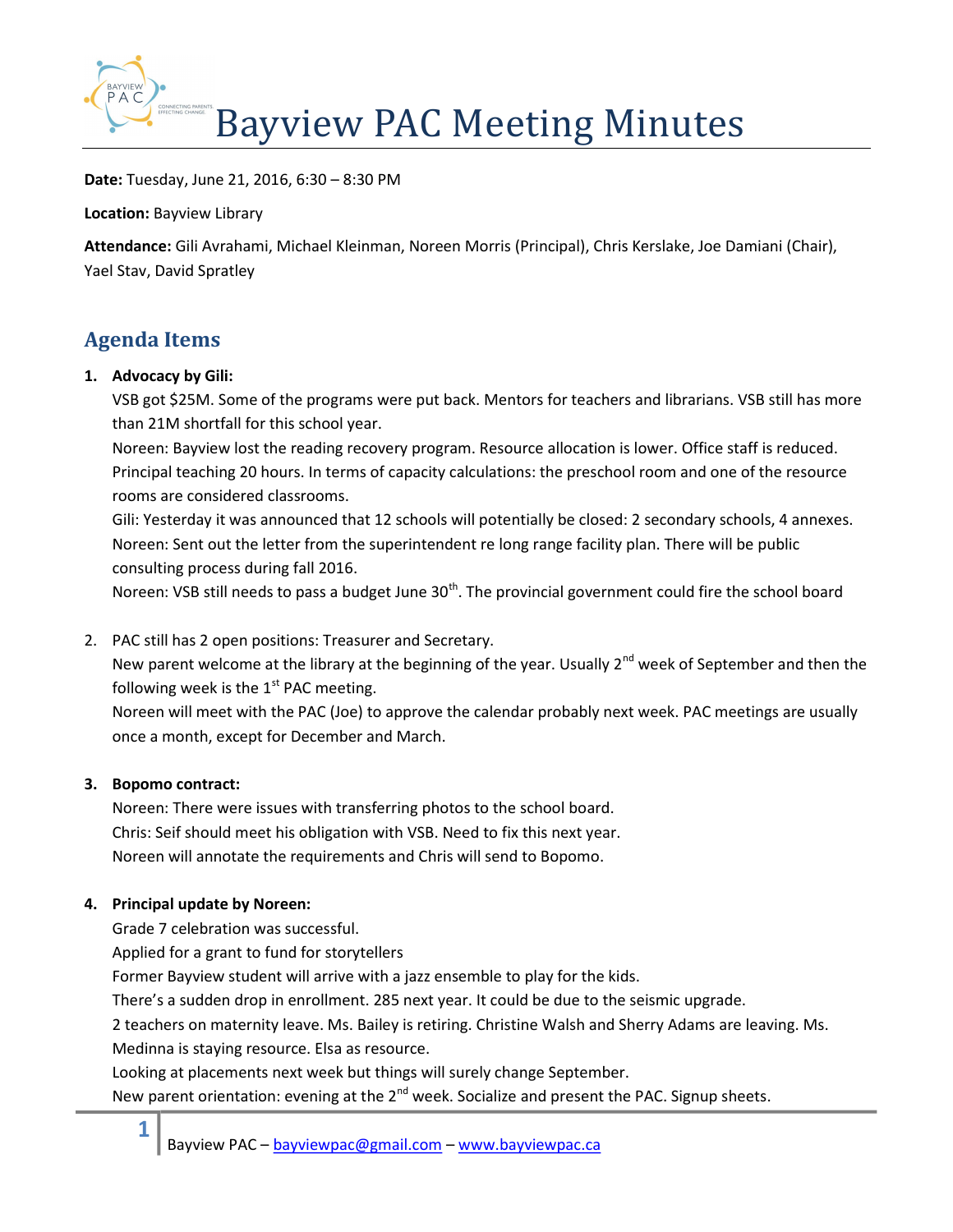# Bayview PAC Meeting Minutes

**Date:** Tuesday, June 21, 2016, 6:30 – 8:30 PM

**Location:** Bayview Library

**Attendance:** Gili Avrahami, Michael Kleinman, Noreen Morris (Principal), Chris Kerslake, Joe Damiani (Chair), Yael Stav, David Spratley

## Agenda Items

1. **Advocacy by Gili:**
   VSB got $25M. Some of the programs were put back. Mentors for teachers and librarians. VSB still has more than 21M shortfall for this school year.
   Noreen: Bayview lost the reading recovery program. Resource allocation is lower. Office staff is reduced. Principal teaching 20 hours. In terms of capacity calculations: the preschool room and one of the resource rooms are considered classrooms.
   Gili: Yesterday it was announced that 12 schools will potentially be closed: 2 secondary schools, 4 annexes.
   Noreen: Sent out the letter from the superintendent re long range facility plan. There will be public consulting process during fall 2016.
   Noreen: VSB still needs to pass a budget June 30th. The provincial government could fire the school board

2. PAC still has 2 open positions: Treasurer and Secretary.
   New parent welcome at the library at the beginning of the year. Usually 2nd week of September and then the following week is the 1st PAC meeting.
   Noreen will meet with the PAC (Joe) to approve the calendar probably next week. PAC meetings are usually once a month, except for December and March.

3. **Bopomo contract:**
   Noreen: There were issues with transferring photos to the school board.
   Chris: Seif should meet his obligation with VSB. Need to fix this next year.
   Noreen will annotate the requirements and Chris will send to Bopomo.

4. **Principal update by Noreen:**
   Grade 7 celebration was successful.
   Applied for a grant to fund for storytellers
   Former Bayview student will arrive with a jazz ensemble to play for the kids.
   There's a sudden drop in enrollment. 285 next year. It could be due to the seismic upgrade.
   2 teachers on maternity leave. Ms. Bailey is retiring. Christine Walsh and Sherry Adams are leaving. Ms. Medinna is staying resource. Elsa as resource.
   Looking at placements next week but things will surely change September.
   New parent orientation: evening at the 2nd week. Socialize and present the PAC. Signup sheets.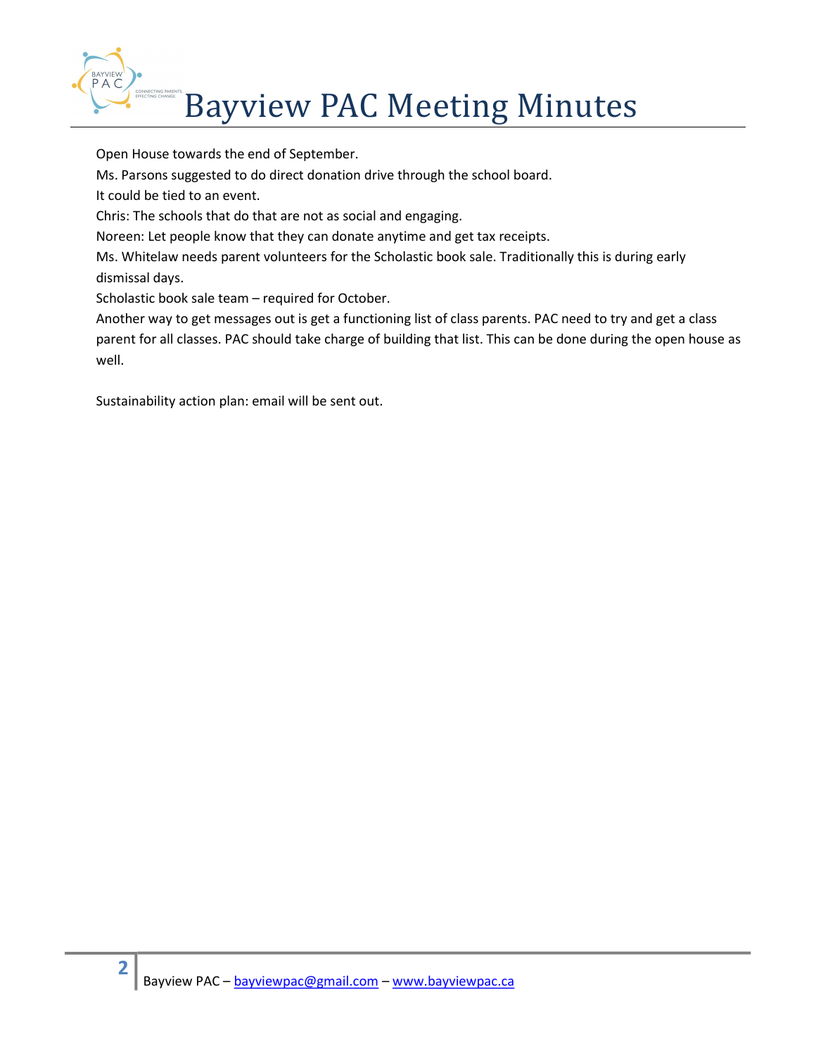Open House towards the end of September.

Ms. Parsons suggested to do direct donation drive through the school board.

It could be tied to an event.

Chris: The schools that do that are not as social and engaging.

Noreen: Let people know that they can donate anytime and get tax receipts.

Ms. Whitelaw needs parent volunteers for the Scholastic book sale. Traditionally this is during early dismissal days.

Scholastic book sale team – required for October.

Another way to get messages out is get a functioning list of class parents. PAC need to try and get a class parent for all classes. PAC should take charge of building that list. This can be done during the open house as well.

Sustainability action plan: email will be sent out.